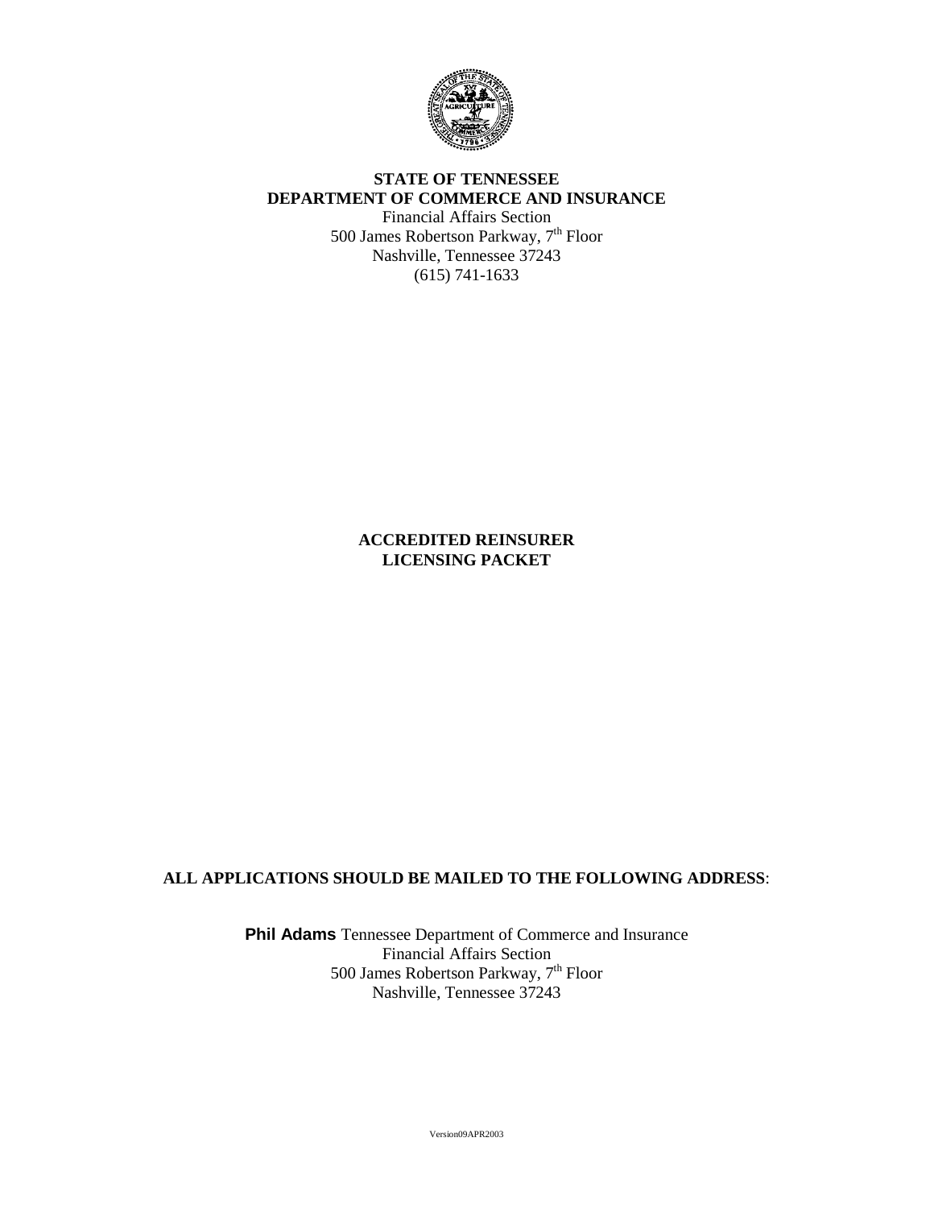**STATE OF TENNESSEE**
**DEPARTMENT OF COMMERCE AND INSURANCE**
Financial Affairs Section
500 James Robertson Parkway, 7th Floor
Nashville, Tennessee 37243
(615) 741-1633

# ACCREDITED REINSURER LICENSING PACKET

**ALL APPLICATIONS SHOULD BE MAILED TO THE FOLLOWING ADDRESS**:

**Phil Adams** Tennessee Department of Commerce and Insurance
Financial Affairs Section
500 James Robertson Parkway, 7th Floor
Nashville, Tennessee 37243

Version09APR2003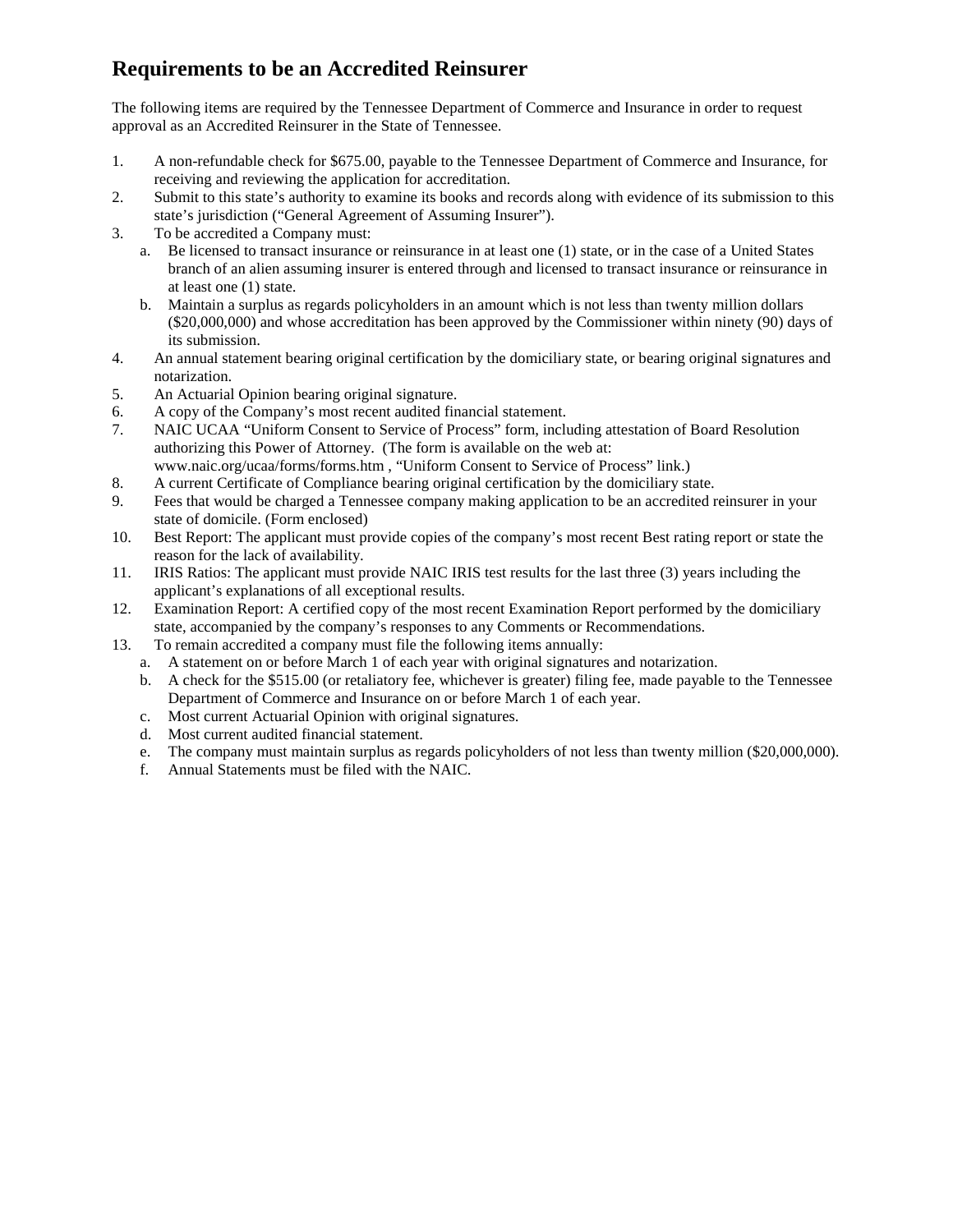## Requirements to be an Accredited Reinsurer

The following items are required by the Tennessee Department of Commerce and Insurance in order to request approval as an Accredited Reinsurer in the State of Tennessee.

1. A non-refundable check for $675.00, payable to the Tennessee Department of Commerce and Insurance, for receiving and reviewing the application for accreditation.
2. Submit to this state's authority to examine its books and records along with evidence of its submission to this state's jurisdiction ("General Agreement of Assuming Insurer").
3. To be accredited a Company must:
   a. Be licensed to transact insurance or reinsurance in at least one (1) state, or in the case of a United States branch of an alien assuming insurer is entered through and licensed to transact insurance or reinsurance in at least one (1) state.
   b. Maintain a surplus as regards policyholders in an amount which is not less than twenty million dollars ($20,000,000) and whose accreditation has been approved by the Commissioner within ninety (90) days of its submission.
4. An annual statement bearing original certification by the domiciliary state, or bearing original signatures and notarization.
5. An Actuarial Opinion bearing original signature.
6. A copy of the Company's most recent audited financial statement.
7. NAIC UCAA "Uniform Consent to Service of Process" form, including attestation of Board Resolution authorizing this Power of Attorney. (The form is available on the web at: www.naic.org/ucaa/forms/forms.htm , "Uniform Consent to Service of Process" link.)
8. A current Certificate of Compliance bearing original certification by the domiciliary state.
9. Fees that would be charged a Tennessee company making application to be an accredited reinsurer in your state of domicile. (Form enclosed)
10. Best Report: The applicant must provide copies of the company's most recent Best rating report or state the reason for the lack of availability.
11. IRIS Ratios: The applicant must provide NAIC IRIS test results for the last three (3) years including the applicant's explanations of all exceptional results.
12. Examination Report: A certified copy of the most recent Examination Report performed by the domiciliary state, accompanied by the company's responses to any Comments or Recommendations.
13. To remain accredited a company must file the following items annually:
    a. A statement on or before March 1 of each year with original signatures and notarization.
    b. A check for the $515.00 (or retaliatory fee, whichever is greater) filing fee, made payable to the Tennessee Department of Commerce and Insurance on or before March 1 of each year.
    c. Most current Actuarial Opinion with original signatures.
    d. Most current audited financial statement.
    e. The company must maintain surplus as regards policyholders of not less than twenty million ($20,000,000).
    f. Annual Statements must be filed with the NAIC.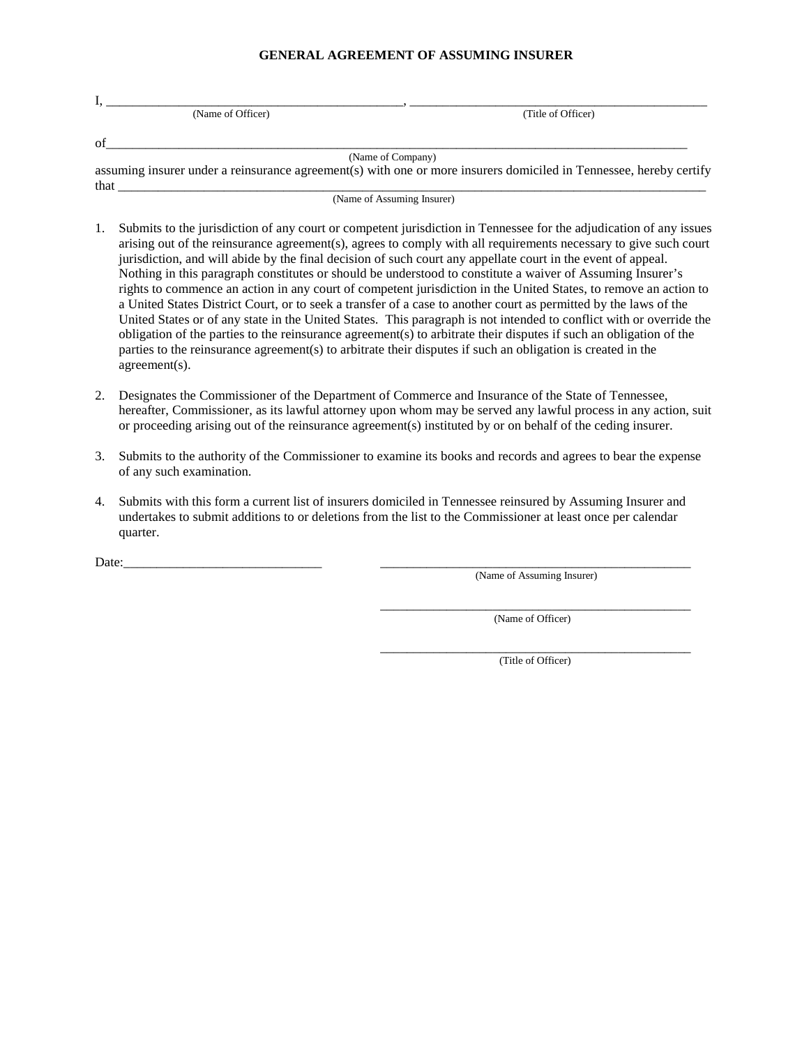# GENERAL AGREEMENT OF ASSUMING INSURER

I, _____________________________________________, _____________________________________________
(Name of Officer) (Title of Officer)

of_____________________________________________________________________________________________
(Name of Company)

assuming insurer under a reinsurance agreement(s) with one or more insurers domiciled in Tennessee, hereby certify that ______________________________________________________________________________________
(Name of Assuming Insurer)

1. Submits to the jurisdiction of any court or competent jurisdiction in Tennessee for the adjudication of any issues arising out of the reinsurance agreement(s), agrees to comply with all requirements necessary to give such court jurisdiction, and will abide by the final decision of such court any appellate court in the event of appeal. Nothing in this paragraph constitutes or should be understood to constitute a waiver of Assuming Insurer's rights to commence an action in any court of competent jurisdiction in the United States, to remove an action to a United States District Court, or to seek a transfer of a case to another court as permitted by the laws of the United States or of any state in the United States. This paragraph is not intended to conflict with or override the obligation of the parties to the reinsurance agreement(s) to arbitrate their disputes if such an obligation of the parties to the reinsurance agreement(s) to arbitrate their disputes if such an obligation is created in the agreement(s).

2. Designates the Commissioner of the Department of Commerce and Insurance of the State of Tennessee, hereafter, Commissioner, as its lawful attorney upon whom may be served any lawful process in any action, suit or proceeding arising out of the reinsurance agreement(s) instituted by or on behalf of the ceding insurer.

3. Submits to the authority of the Commissioner to examine its books and records and agrees to bear the expense of any such examination.

4. Submits with this form a current list of insurers domiciled in Tennessee reinsured by Assuming Insurer and undertakes to submit additions to or deletions from the list to the Commissioner at least once per calendar quarter.

Date:______________________________ ________________________________________________
(Name of Assuming Insurer)

________________________________________________
(Name of Officer)

________________________________________________
(Title of Officer)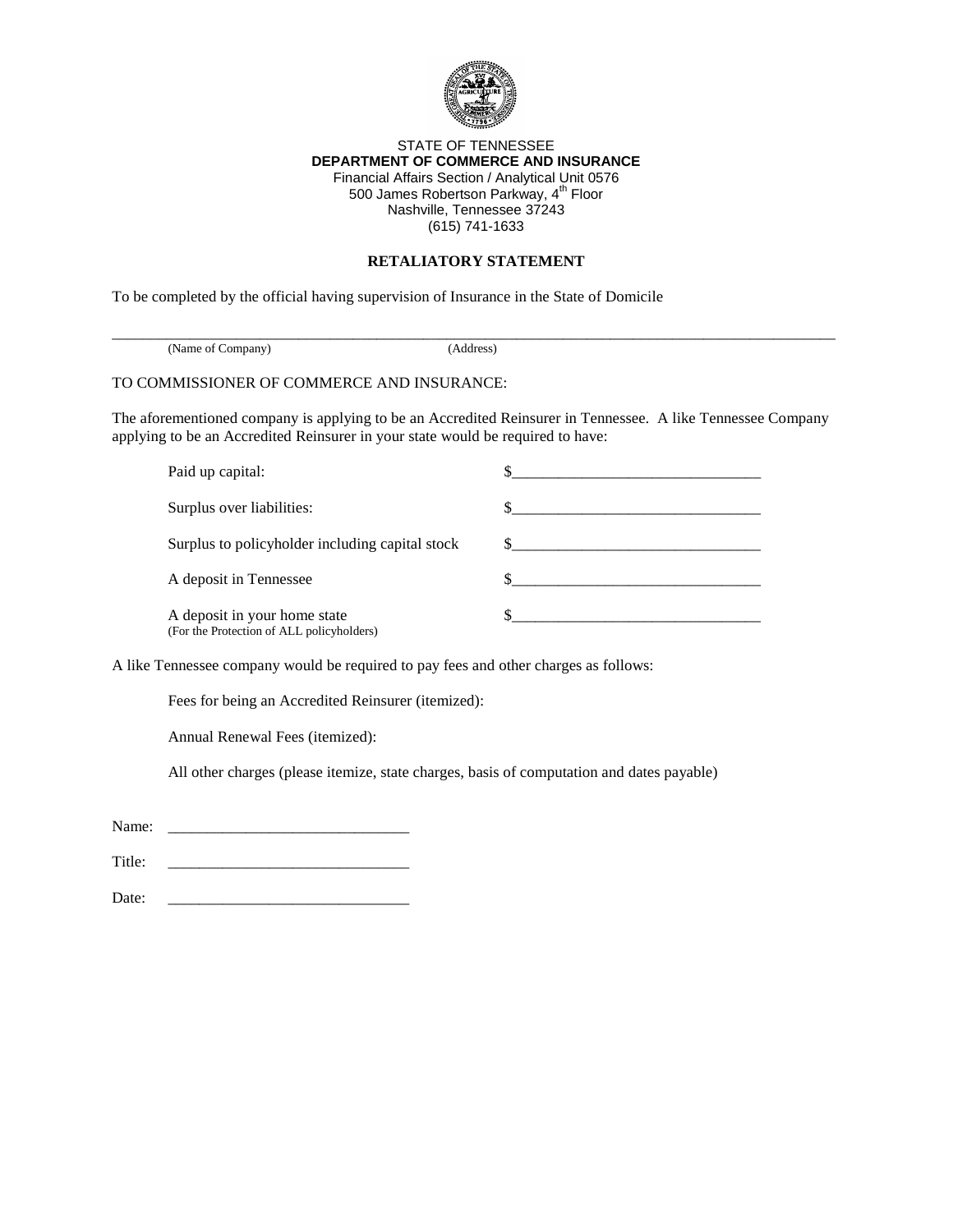STATE OF TENNESSEE
**DEPARTMENT OF COMMERCE AND INSURANCE**
Financial Affairs Section / Analytical Unit 0576
500 James Robertson Parkway, 4th Floor
Nashville, Tennessee 37243
(615) 741-1633

## RETALIATORY STATEMENT

To be completed by the official having supervision of Insurance in the State of Domicile

_______________________________________________________________________________________________
(Name of Company) (Address)

TO COMMISSIONER OF COMMERCE AND INSURANCE:

The aforementioned company is applying to be an Accredited Reinsurer in Tennessee. A like Tennessee Company applying to be an Accredited Reinsurer in your state would be required to have:

| | |
|---|---|
| Paid up capital: | $_______________________________ |
| Surplus over liabilities: | $_______________________________ |
| Surplus to policyholder including capital stock | $_______________________________ |
| A deposit in Tennessee | $_______________________________ |
| A deposit in your home state (For the Protection of ALL policyholders) | $_______________________________ |

A like Tennessee company would be required to pay fees and other charges as follows:

Fees for being an Accredited Reinsurer (itemized):

Annual Renewal Fees (itemized):

All other charges (please itemize, state charges, basis of computation and dates payable)

Name: _______________________________

Title: _______________________________

Date: _______________________________